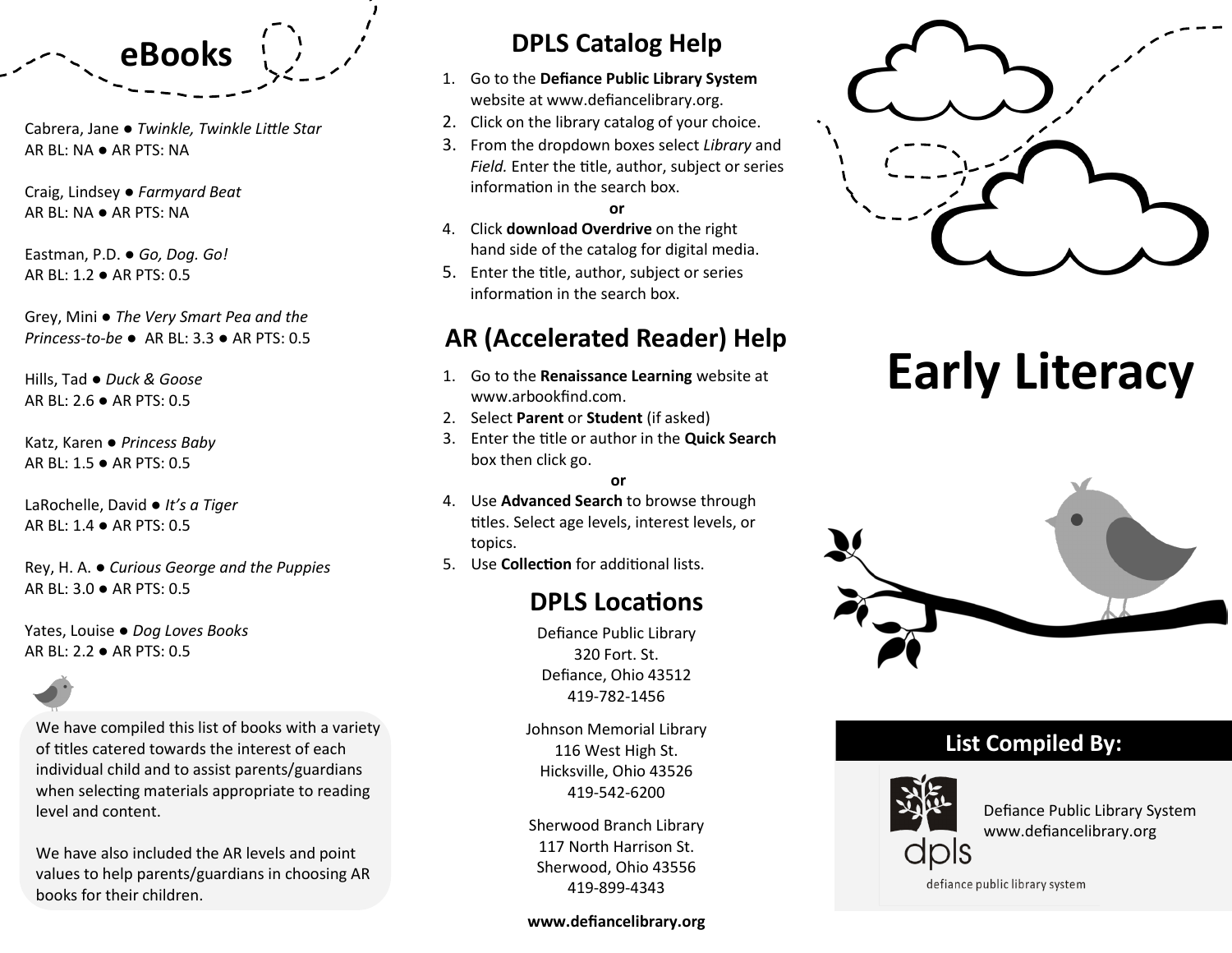## eBooks

Cabrera, Jane ● *Twinkle, Twinkle Little Star*
AR BL: NA ● AR PTS: NA

Craig, Lindsey ● *Farmyard Beat*
AR BL: NA ● AR PTS: NA

Eastman, P.D. ● *Go, Dog. Go!*
AR BL: 1.2 ● AR PTS: 0.5

Grey, Mini ● *The Very Smart Pea and the Princess-to-be* ● AR BL: 3.3 ● AR PTS: 0.5

Hills, Tad ● *Duck & Goose*
AR BL: 2.6 ● AR PTS: 0.5

Katz, Karen ● *Princess Baby*
AR BL: 1.5 ● AR PTS: 0.5

LaRochelle, David ● *It's a Tiger*
AR BL: 1.4 ● AR PTS: 0.5

Rey, H. A. ● *Curious George and the Puppies*
AR BL: 3.0 ● AR PTS: 0.5

Yates, Louise ● *Dog Loves Books*
AR BL: 2.2 ● AR PTS: 0.5

We have compiled this list of books with a variety of titles catered towards the interest of each individual child and to assist parents/guardians when selecting materials appropriate to reading level and content.

We have also included the AR levels and point values to help parents/guardians in choosing AR books for their children.

## DPLS Catalog Help

1. Go to the **Defiance Public Library System** website at www.defiancelibrary.org.
2. Click on the library catalog of your choice.
3. From the dropdown boxes select *Library* and *Field.* Enter the title, author, subject or series information in the search box.

**or**

4. Click **download Overdrive** on the right hand side of the catalog for digital media.
5. Enter the title, author, subject or series information in the search box.

## AR (Accelerated Reader) Help

1. Go to the **Renaissance Learning** website at www.arbookfind.com.
2. Select **Parent** or **Student** (if asked)
3. Enter the title or author in the **Quick Search** box then click go.

**or**

4. Use **Advanced Search** to browse through titles. Select age levels, interest levels, or topics.
5. Use **Collection** for additional lists.

## DPLS Locations

Defiance Public Library
320 Fort. St.
Defiance, Ohio 43512
419-782-1456

Johnson Memorial Library
116 West High St.
Hicksville, Ohio 43526
419-542-6200

Sherwood Branch Library
117 North Harrison St.
Sherwood, Ohio 43556
419-899-4343

**www.defiancelibrary.org**

# Early Literacy

**List Compiled By:**

Defiance Public Library System
www.defiancelibrary.org

dpls
defiance public library system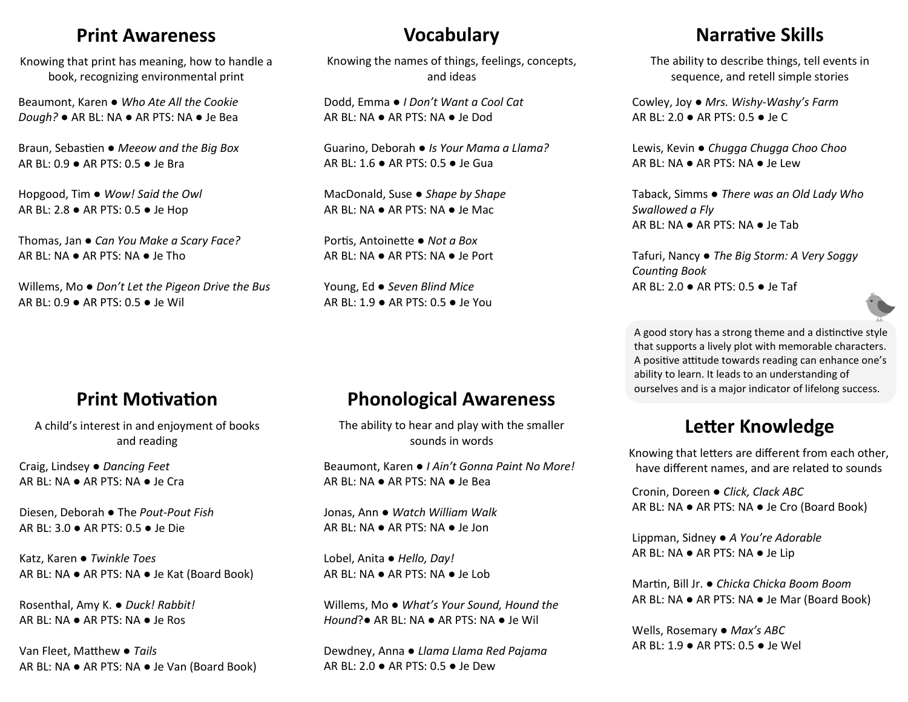## Print Awareness

Knowing that print has meaning, how to handle a book, recognizing environmental print

Beaumont, Karen ● *Who Ate All the Cookie Dough?* ● AR BL: NA ● AR PTS: NA ● Je Bea

Braun, Sebastien ● *Meeow and the Big Box*
AR BL: 0.9 ● AR PTS: 0.5 ● Je Bra

Hopgood, Tim ● *Wow! Said the Owl*
AR BL: 2.8 ● AR PTS: 0.5 ● Je Hop

Thomas, Jan ● *Can You Make a Scary Face?*
AR BL: NA ● AR PTS: NA ● Je Tho

Willems, Mo ● *Don't Let the Pigeon Drive the Bus*
AR BL: 0.9 ● AR PTS: 0.5 ● Je Wil

## Vocabulary

Knowing the names of things, feelings, concepts, and ideas

Dodd, Emma ● *I Don't Want a Cool Cat*
AR BL: NA ● AR PTS: NA ● Je Dod

Guarino, Deborah ● *Is Your Mama a Llama?*
AR BL: 1.6 ● AR PTS: 0.5 ● Je Gua

MacDonald, Suse ● *Shape by Shape*
AR BL: NA ● AR PTS: NA ● Je Mac

Portis, Antoinette ● *Not a Box*
AR BL: NA ● AR PTS: NA ● Je Port

Young, Ed ● *Seven Blind Mice*
AR BL: 1.9 ● AR PTS: 0.5 ● Je You

## Narrative Skills

The ability to describe things, tell events in sequence, and retell simple stories

Cowley, Joy ● *Mrs. Wishy-Washy's Farm*
AR BL: 2.0 ● AR PTS: 0.5 ● Je C

Lewis, Kevin ● *Chugga Chugga Choo Choo*
AR BL: NA ● AR PTS: NA ● Je Lew

Taback, Simms ● *There was an Old Lady Who Swallowed a Fly*
AR BL: NA ● AR PTS: NA ● Je Tab

Tafuri, Nancy ● *The Big Storm: A Very Soggy Counting Book*
AR BL: 2.0 ● AR PTS: 0.5 ● Je Taf

A good story has a strong theme and a distinctive style that supports a lively plot with memorable characters. A positive attitude towards reading can enhance one's ability to learn. It leads to an understanding of ourselves and is a major indicator of lifelong success.

## Print Motivation

A child's interest in and enjoyment of books and reading

Craig, Lindsey ● *Dancing Feet*
AR BL: NA ● AR PTS: NA ● Je Cra

Diesen, Deborah ● The *Pout-Pout Fish*
AR BL: 3.0 ● AR PTS: 0.5 ● Je Die

Katz, Karen ● *Twinkle Toes*
AR BL: NA ● AR PTS: NA ● Je Kat (Board Book)

Rosenthal, Amy K. ● *Duck! Rabbit!*
AR BL: NA ● AR PTS: NA ● Je Ros

Van Fleet, Matthew ● *Tails*
AR BL: NA ● AR PTS: NA ● Je Van (Board Book)

## Phonological Awareness

The ability to hear and play with the smaller sounds in words

Beaumont, Karen ● *I Ain't Gonna Paint No More!*
AR BL: NA ● AR PTS: NA ● Je Bea

Jonas, Ann ● *Watch William Walk*
AR BL: NA ● AR PTS: NA ● Je Jon

Lobel, Anita ● *Hello, Day!*
AR BL: NA ● AR PTS: NA ● Je Lob

Willems, Mo ● *What's Your Sound, Hound the Hound*?● AR BL: NA ● AR PTS: NA ● Je Wil

Dewdney, Anna ● *Llama Llama Red Pajama*
AR BL: 2.0 ● AR PTS: 0.5 ● Je Dew

## Letter Knowledge

Knowing that letters are different from each other, have different names, and are related to sounds

Cronin, Doreen ● *Click, Clack ABC*
AR BL: NA ● AR PTS: NA ● Je Cro (Board Book)

Lippman, Sidney ● *A You're Adorable*
AR BL: NA ● AR PTS: NA ● Je Lip

Martin, Bill Jr. ● *Chicka Chicka Boom Boom*
AR BL: NA ● AR PTS: NA ● Je Mar (Board Book)

Wells, Rosemary ● *Max's ABC*
AR BL: 1.9 ● AR PTS: 0.5 ● Je Wel